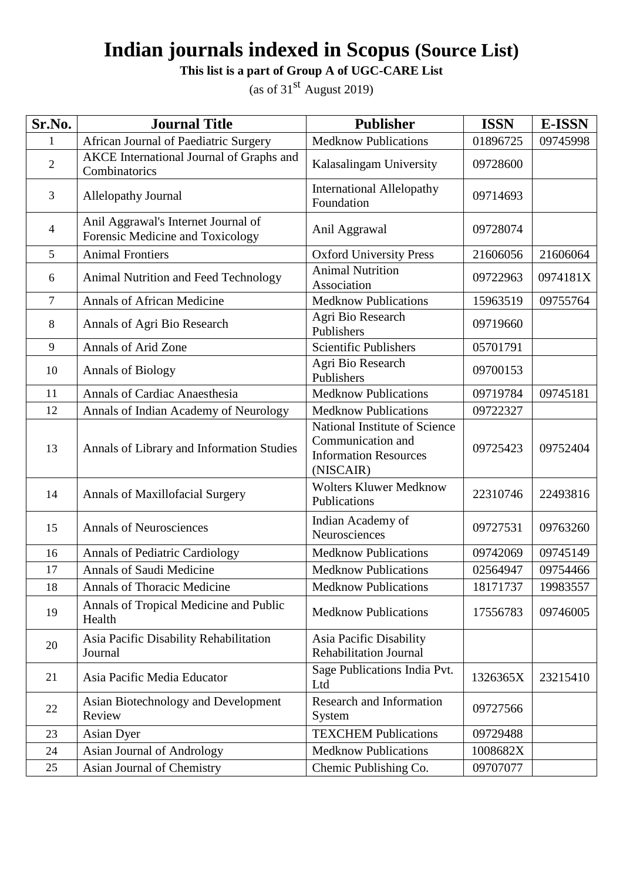# Indian journals indexed in Scopus (Source List)

**This list is a part of Group A of UGC-CARE List**

(as of 31st August 2019)

| Sr.No. | Journal Title | Publisher | ISSN | E-ISSN |
|---|---|---|---|---|
| 1 | African Journal of Paediatric Surgery | Medknow Publications | 01896725 | 09745998 |
| 2 | AKCE International Journal of Graphs and Combinatorics | Kalasalingam University | 09728600 | |
| 3 | Allelopathy Journal | International Allelopathy Foundation | 09714693 | |
| 4 | Anil Aggrawal's Internet Journal of Forensic Medicine and Toxicology | Anil Aggrawal | 09728074 | |
| 5 | Animal Frontiers | Oxford University Press | 21606056 | 21606064 |
| 6 | Animal Nutrition and Feed Technology | Animal Nutrition Association | 09722963 | 0974181X |
| 7 | Annals of African Medicine | Medknow Publications | 15963519 | 09755764 |
| 8 | Annals of Agri Bio Research | Agri Bio Research Publishers | 09719660 | |
| 9 | Annals of Arid Zone | Scientific Publishers | 05701791 | |
| 10 | Annals of Biology | Agri Bio Research Publishers | 09700153 | |
| 11 | Annals of Cardiac Anaesthesia | Medknow Publications | 09719784 | 09745181 |
| 12 | Annals of Indian Academy of Neurology | Medknow Publications | 09722327 | |
| 13 | Annals of Library and Information Studies | National Institute of Science Communication and Information Resources (NISCAIR) | 09725423 | 09752404 |
| 14 | Annals of Maxillofacial Surgery | Wolters Kluwer Medknow Publications | 22310746 | 22493816 |
| 15 | Annals of Neurosciences | Indian Academy of Neurosciences | 09727531 | 09763260 |
| 16 | Annals of Pediatric Cardiology | Medknow Publications | 09742069 | 09745149 |
| 17 | Annals of Saudi Medicine | Medknow Publications | 02564947 | 09754466 |
| 18 | Annals of Thoracic Medicine | Medknow Publications | 18171737 | 19983557 |
| 19 | Annals of Tropical Medicine and Public Health | Medknow Publications | 17556783 | 09746005 |
| 20 | Asia Pacific Disability Rehabilitation Journal | Asia Pacific Disability Rehabilitation Journal | | |
| 21 | Asia Pacific Media Educator | Sage Publications India Pvt. Ltd | 1326365X | 23215410 |
| 22 | Asian Biotechnology and Development Review | Research and Information System | 09727566 | |
| 23 | Asian Dyer | TEXCHEM Publications | 09729488 | |
| 24 | Asian Journal of Andrology | Medknow Publications | 1008682X | |
| 25 | Asian Journal of Chemistry | Chemic Publishing Co. | 09707077 | |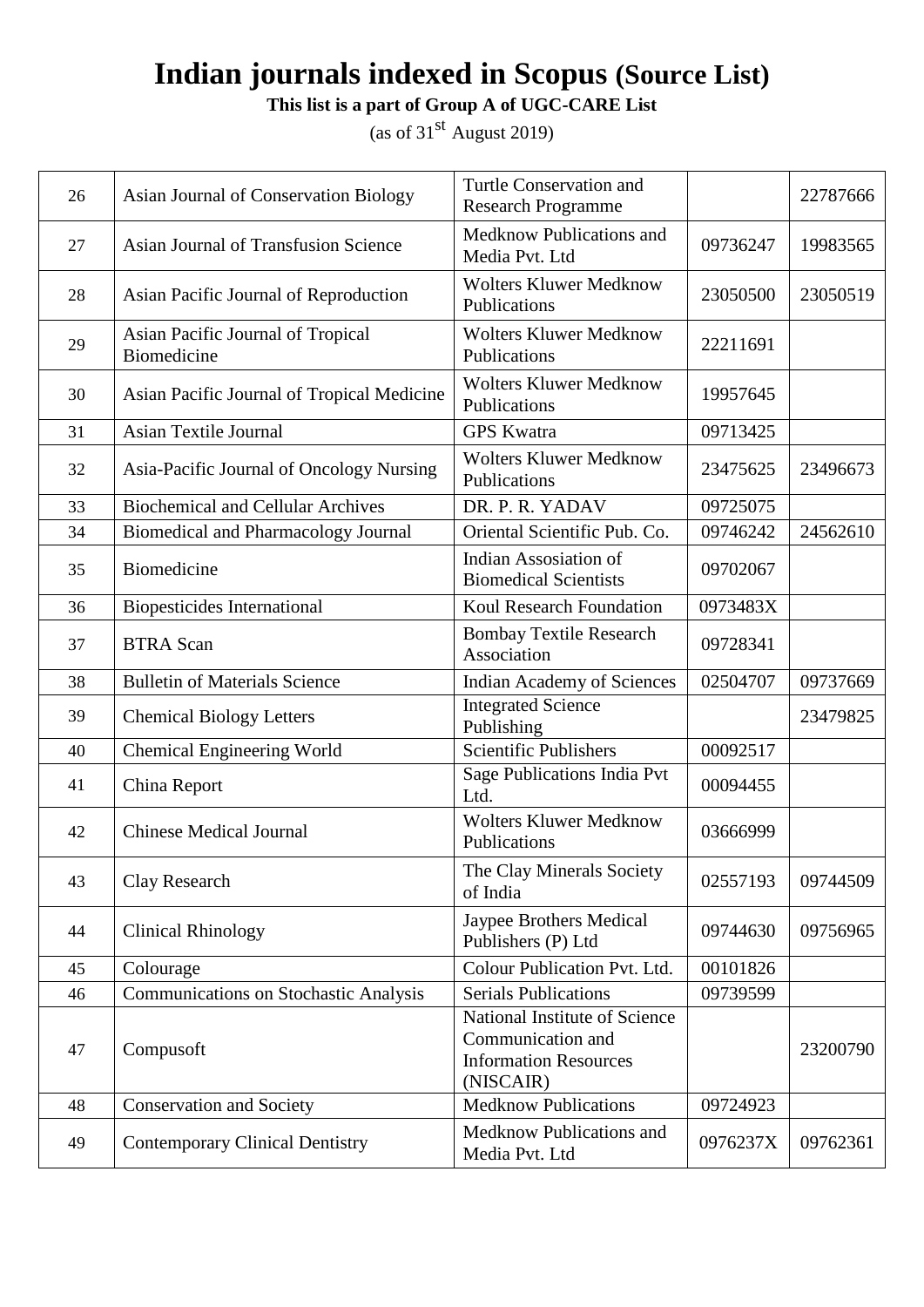# Indian journals indexed in Scopus (Source List)

**This list is a part of Group A of UGC-CARE List**

(as of 31st August 2019)

| | | | | |
|---|---|---|---|---|
| 26 | Asian Journal of Conservation Biology | Turtle Conservation and Research Programme | | 22787666 |
| 27 | Asian Journal of Transfusion Science | Medknow Publications and Media Pvt. Ltd | 09736247 | 19983565 |
| 28 | Asian Pacific Journal of Reproduction | Wolters Kluwer Medknow Publications | 23050500 | 23050519 |
| 29 | Asian Pacific Journal of Tropical Biomedicine | Wolters Kluwer Medknow Publications | 22211691 | |
| 30 | Asian Pacific Journal of Tropical Medicine | Wolters Kluwer Medknow Publications | 19957645 | |
| 31 | Asian Textile Journal | GPS Kwatra | 09713425 | |
| 32 | Asia-Pacific Journal of Oncology Nursing | Wolters Kluwer Medknow Publications | 23475625 | 23496673 |
| 33 | Biochemical and Cellular Archives | DR. P. R. YADAV | 09725075 | |
| 34 | Biomedical and Pharmacology Journal | Oriental Scientific Pub. Co. | 09746242 | 24562610 |
| 35 | Biomedicine | Indian Assosiation of Biomedical Scientists | 09702067 | |
| 36 | Biopesticides International | Koul Research Foundation | 0973483X | |
| 37 | BTRA Scan | Bombay Textile Research Association | 09728341 | |
| 38 | Bulletin of Materials Science | Indian Academy of Sciences | 02504707 | 09737669 |
| 39 | Chemical Biology Letters | Integrated Science Publishing | | 23479825 |
| 40 | Chemical Engineering World | Scientific Publishers | 00092517 | |
| 41 | China Report | Sage Publications India Pvt Ltd. | 00094455 | |
| 42 | Chinese Medical Journal | Wolters Kluwer Medknow Publications | 03666999 | |
| 43 | Clay Research | The Clay Minerals Society of India | 02557193 | 09744509 |
| 44 | Clinical Rhinology | Jaypee Brothers Medical Publishers (P) Ltd | 09744630 | 09756965 |
| 45 | Colourage | Colour Publication Pvt. Ltd. | 00101826 | |
| 46 | Communications on Stochastic Analysis | Serials Publications | 09739599 | |
| 47 | Compusoft | National Institute of Science Communication and Information Resources (NISCAIR) | | 23200790 |
| 48 | Conservation and Society | Medknow Publications | 09724923 | |
| 49 | Contemporary Clinical Dentistry | Medknow Publications and Media Pvt. Ltd | 0976237X | 09762361 |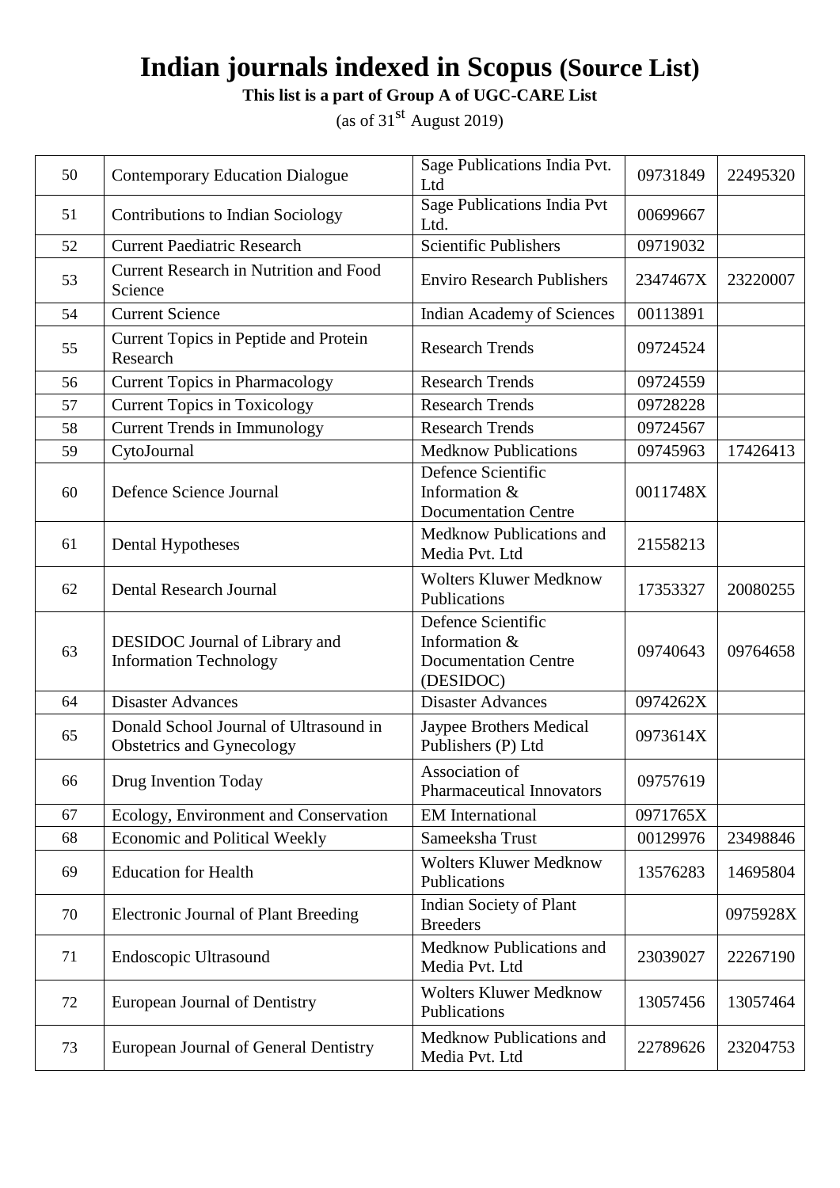# Indian journals indexed in Scopus (Source List)

**This list is a part of Group A of UGC-CARE List**

(as of 31st August 2019)

| | | | | |
|---|---|---|---|---|
| 50 | Contemporary Education Dialogue | Sage Publications India Pvt. Ltd | 09731849 | 22495320 |
| 51 | Contributions to Indian Sociology | Sage Publications India Pvt Ltd. | 00699667 | |
| 52 | Current Paediatric Research | Scientific Publishers | 09719032 | |
| 53 | Current Research in Nutrition and Food Science | Enviro Research Publishers | 2347467X | 23220007 |
| 54 | Current Science | Indian Academy of Sciences | 00113891 | |
| 55 | Current Topics in Peptide and Protein Research | Research Trends | 09724524 | |
| 56 | Current Topics in Pharmacology | Research Trends | 09724559 | |
| 57 | Current Topics in Toxicology | Research Trends | 09728228 | |
| 58 | Current Trends in Immunology | Research Trends | 09724567 | |
| 59 | CytoJournal | Medknow Publications | 09745963 | 17426413 |
| 60 | Defence Science Journal | Defence Scientific Information & Documentation Centre | 0011748X | |
| 61 | Dental Hypotheses | Medknow Publications and Media Pvt. Ltd | 21558213 | |
| 62 | Dental Research Journal | Wolters Kluwer Medknow Publications | 17353327 | 20080255 |
| 63 | DESIDOC Journal of Library and Information Technology | Defence Scientific Information & Documentation Centre (DESIDOC) | 09740643 | 09764658 |
| 64 | Disaster Advances | Disaster Advances | 0974262X | |
| 65 | Donald School Journal of Ultrasound in Obstetrics and Gynecology | Jaypee Brothers Medical Publishers (P) Ltd | 0973614X | |
| 66 | Drug Invention Today | Association of Pharmaceutical Innovators | 09757619 | |
| 67 | Ecology, Environment and Conservation | EM International | 0971765X | |
| 68 | Economic and Political Weekly | Sameeksha Trust | 00129976 | 23498846 |
| 69 | Education for Health | Wolters Kluwer Medknow Publications | 13576283 | 14695804 |
| 70 | Electronic Journal of Plant Breeding | Indian Society of Plant Breeders | | 0975928X |
| 71 | Endoscopic Ultrasound | Medknow Publications and Media Pvt. Ltd | 23039027 | 22267190 |
| 72 | European Journal of Dentistry | Wolters Kluwer Medknow Publications | 13057456 | 13057464 |
| 73 | European Journal of General Dentistry | Medknow Publications and Media Pvt. Ltd | 22789626 | 23204753 |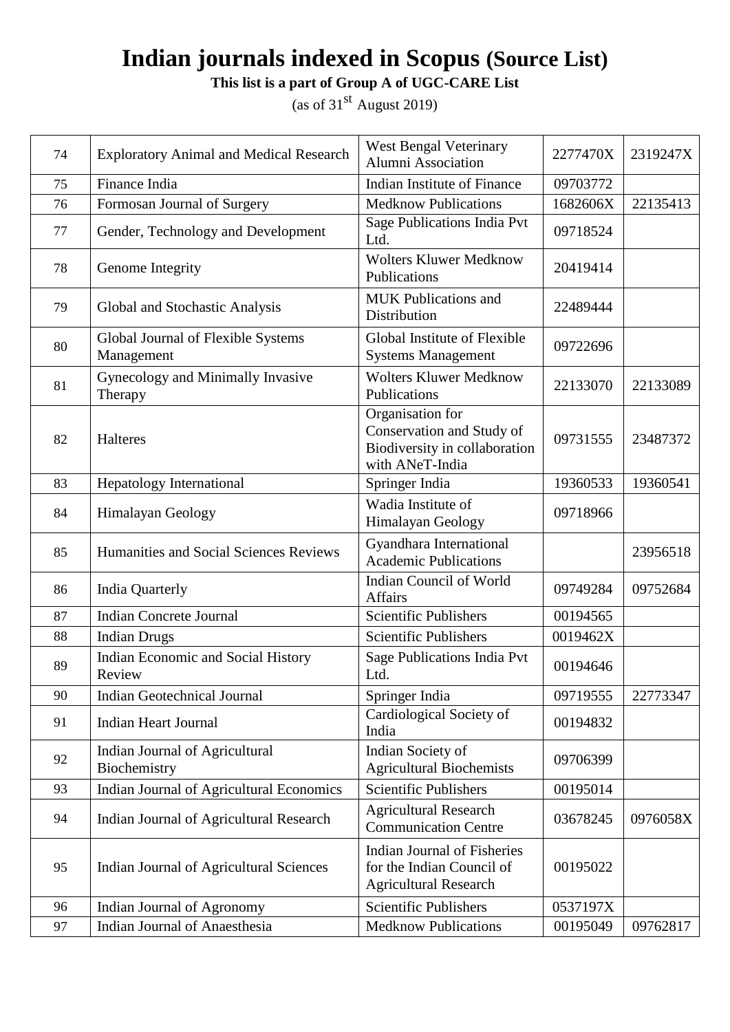# Indian journals indexed in Scopus (Source List)

**This list is a part of Group A of UGC-CARE List**

(as of 31st August 2019)

| | | | | |
|---|---|---|---|---|
| 74 | Exploratory Animal and Medical Research | West Bengal Veterinary Alumni Association | 2277470X | 2319247X |
| 75 | Finance India | Indian Institute of Finance | 09703772 | |
| 76 | Formosan Journal of Surgery | Medknow Publications | 1682606X | 22135413 |
| 77 | Gender, Technology and Development | Sage Publications India Pvt Ltd. | 09718524 | |
| 78 | Genome Integrity | Wolters Kluwer Medknow Publications | 20419414 | |
| 79 | Global and Stochastic Analysis | MUK Publications and Distribution | 22489444 | |
| 80 | Global Journal of Flexible Systems Management | Global Institute of Flexible Systems Management | 09722696 | |
| 81 | Gynecology and Minimally Invasive Therapy | Wolters Kluwer Medknow Publications | 22133070 | 22133089 |
| 82 | Halteres | Organisation for Conservation and Study of Biodiversity in collaboration with ANeT-India | 09731555 | 23487372 |
| 83 | Hepatology International | Springer India | 19360533 | 19360541 |
| 84 | Himalayan Geology | Wadia Institute of Himalayan Geology | 09718966 | |
| 85 | Humanities and Social Sciences Reviews | Gyandhara International Academic Publications | | 23956518 |
| 86 | India Quarterly | Indian Council of World Affairs | 09749284 | 09752684 |
| 87 | Indian Concrete Journal | Scientific Publishers | 00194565 | |
| 88 | Indian Drugs | Scientific Publishers | 0019462X | |
| 89 | Indian Economic and Social History Review | Sage Publications India Pvt Ltd. | 00194646 | |
| 90 | Indian Geotechnical Journal | Springer India | 09719555 | 22773347 |
| 91 | Indian Heart Journal | Cardiological Society of India | 00194832 | |
| 92 | Indian Journal of Agricultural Biochemistry | Indian Society of Agricultural Biochemists | 09706399 | |
| 93 | Indian Journal of Agricultural Economics | Scientific Publishers | 00195014 | |
| 94 | Indian Journal of Agricultural Research | Agricultural Research Communication Centre | 03678245 | 0976058X |
| 95 | Indian Journal of Agricultural Sciences | Indian Journal of Fisheries for the Indian Council of Agricultural Research | 00195022 | |
| 96 | Indian Journal of Agronomy | Scientific Publishers | 0537197X | |
| 97 | Indian Journal of Anaesthesia | Medknow Publications | 00195049 | 09762817 |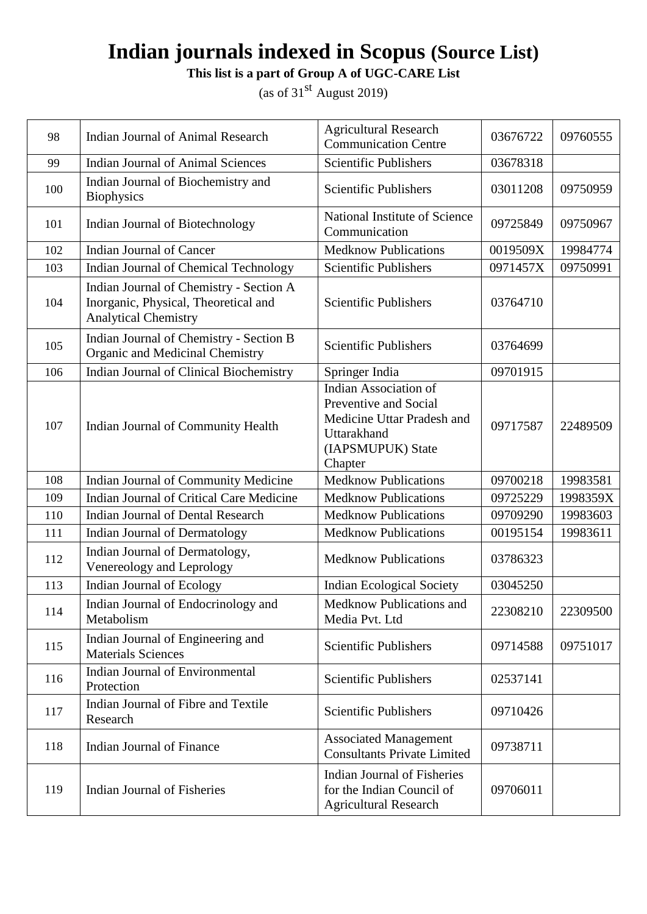# Indian journals indexed in Scopus (Source List)

**This list is a part of Group A of UGC-CARE List**

(as of 31st August 2019)

| | | | | |
|---|---|---|---|---|
| 98 | Indian Journal of Animal Research | Agricultural Research Communication Centre | 03676722 | 09760555 |
| 99 | Indian Journal of Animal Sciences | Scientific Publishers | 03678318 | |
| 100 | Indian Journal of Biochemistry and Biophysics | Scientific Publishers | 03011208 | 09750959 |
| 101 | Indian Journal of Biotechnology | National Institute of Science Communication | 09725849 | 09750967 |
| 102 | Indian Journal of Cancer | Medknow Publications | 0019509X | 19984774 |
| 103 | Indian Journal of Chemical Technology | Scientific Publishers | 0971457X | 09750991 |
| 104 | Indian Journal of Chemistry - Section A Inorganic, Physical, Theoretical and Analytical Chemistry | Scientific Publishers | 03764710 | |
| 105 | Indian Journal of Chemistry - Section B Organic and Medicinal Chemistry | Scientific Publishers | 03764699 | |
| 106 | Indian Journal of Clinical Biochemistry | Springer India | 09701915 | |
| 107 | Indian Journal of Community Health | Indian Association of Preventive and Social Medicine Uttar Pradesh and Uttarakhand (IAPSMUPUK) State Chapter | 09717587 | 22489509 |
| 108 | Indian Journal of Community Medicine | Medknow Publications | 09700218 | 19983581 |
| 109 | Indian Journal of Critical Care Medicine | Medknow Publications | 09725229 | 1998359X |
| 110 | Indian Journal of Dental Research | Medknow Publications | 09709290 | 19983603 |
| 111 | Indian Journal of Dermatology | Medknow Publications | 00195154 | 19983611 |
| 112 | Indian Journal of Dermatology, Venereology and Leprology | Medknow Publications | 03786323 | |
| 113 | Indian Journal of Ecology | Indian Ecological Society | 03045250 | |
| 114 | Indian Journal of Endocrinology and Metabolism | Medknow Publications and Media Pvt. Ltd | 22308210 | 22309500 |
| 115 | Indian Journal of Engineering and Materials Sciences | Scientific Publishers | 09714588 | 09751017 |
| 116 | Indian Journal of Environmental Protection | Scientific Publishers | 02537141 | |
| 117 | Indian Journal of Fibre and Textile Research | Scientific Publishers | 09710426 | |
| 118 | Indian Journal of Finance | Associated Management Consultants Private Limited | 09738711 | |
| 119 | Indian Journal of Fisheries | Indian Journal of Fisheries for the Indian Council of Agricultural Research | 09706011 | |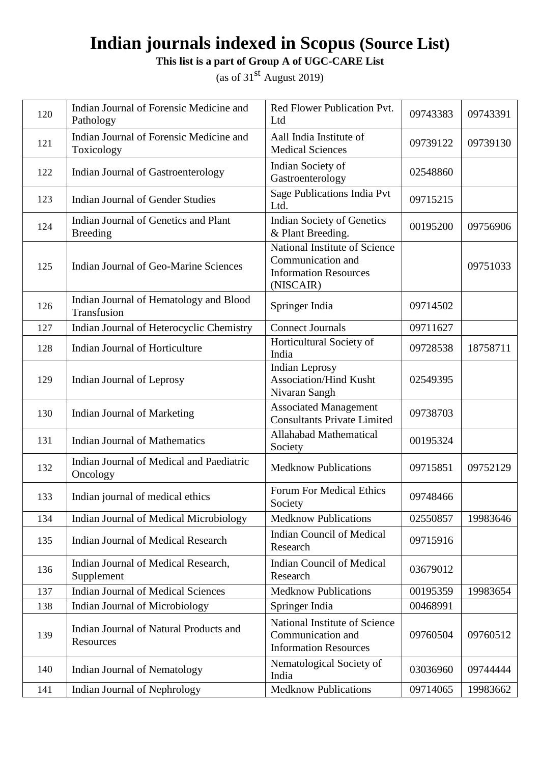# Indian journals indexed in Scopus (Source List)

**This list is a part of Group A of UGC-CARE List**

(as of 31st August 2019)

| | | | | |
|---|---|---|---|---|
| 120 | Indian Journal of Forensic Medicine and Pathology | Red Flower Publication Pvt. Ltd | 09743383 | 09743391 |
| 121 | Indian Journal of Forensic Medicine and Toxicology | Aall India Institute of Medical Sciences | 09739122 | 09739130 |
| 122 | Indian Journal of Gastroenterology | Indian Society of Gastroenterology | 02548860 | |
| 123 | Indian Journal of Gender Studies | Sage Publications India Pvt Ltd. | 09715215 | |
| 124 | Indian Journal of Genetics and Plant Breeding | Indian Society of Genetics & Plant Breeding. | 00195200 | 09756906 |
| 125 | Indian Journal of Geo-Marine Sciences | National Institute of Science Communication and Information Resources (NISCAIR) | | 09751033 |
| 126 | Indian Journal of Hematology and Blood Transfusion | Springer India | 09714502 | |
| 127 | Indian Journal of Heterocyclic Chemistry | Connect Journals | 09711627 | |
| 128 | Indian Journal of Horticulture | Horticultural Society of India | 09728538 | 18758711 |
| 129 | Indian Journal of Leprosy | Indian Leprosy Association/Hind Kusht Nivaran Sangh | 02549395 | |
| 130 | Indian Journal of Marketing | Associated Management Consultants Private Limited | 09738703 | |
| 131 | Indian Journal of Mathematics | Allahabad Mathematical Society | 00195324 | |
| 132 | Indian Journal of Medical and Paediatric Oncology | Medknow Publications | 09715851 | 09752129 |
| 133 | Indian journal of medical ethics | Forum For Medical Ethics Society | 09748466 | |
| 134 | Indian Journal of Medical Microbiology | Medknow Publications | 02550857 | 19983646 |
| 135 | Indian Journal of Medical Research | Indian Council of Medical Research | 09715916 | |
| 136 | Indian Journal of Medical Research, Supplement | Indian Council of Medical Research | 03679012 | |
| 137 | Indian Journal of Medical Sciences | Medknow Publications | 00195359 | 19983654 |
| 138 | Indian Journal of Microbiology | Springer India | 00468991 | |
| 139 | Indian Journal of Natural Products and Resources | National Institute of Science Communication and Information Resources | 09760504 | 09760512 |
| 140 | Indian Journal of Nematology | Nematological Society of India | 03036960 | 09744444 |
| 141 | Indian Journal of Nephrology | Medknow Publications | 09714065 | 19983662 |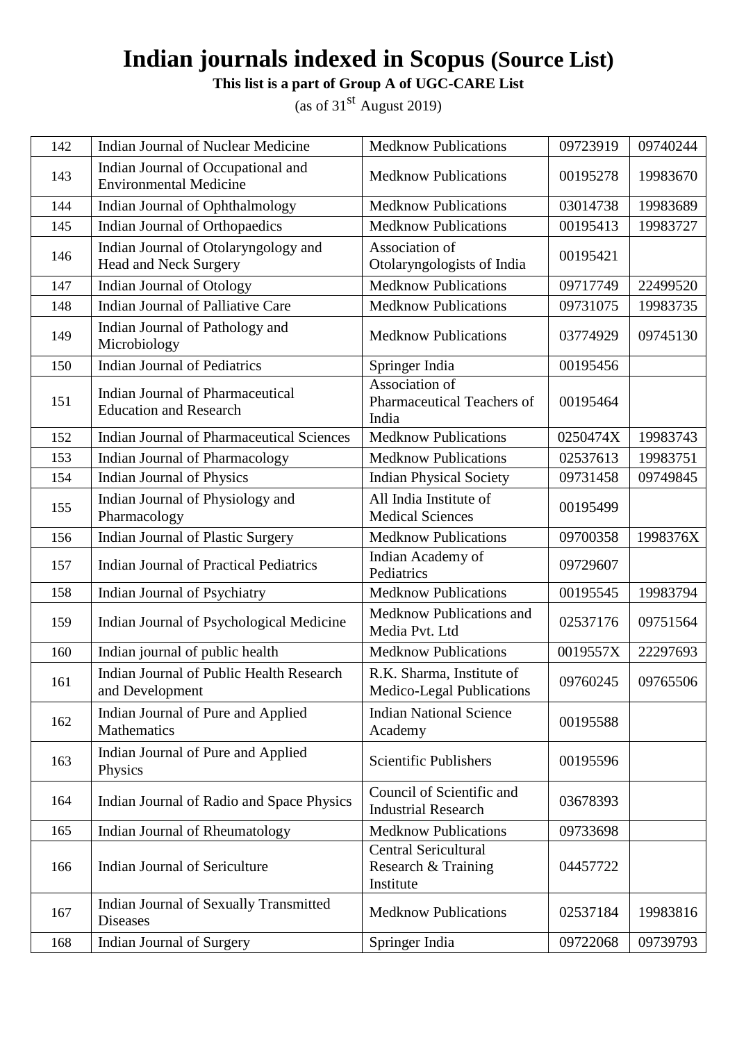# Indian journals indexed in Scopus (Source List)

**This list is a part of Group A of UGC-CARE List**

(as of 31st August 2019)

| | | | | |
|---|---|---|---|---|
| 142 | Indian Journal of Nuclear Medicine | Medknow Publications | 09723919 | 09740244 |
| 143 | Indian Journal of Occupational and Environmental Medicine | Medknow Publications | 00195278 | 19983670 |
| 144 | Indian Journal of Ophthalmology | Medknow Publications | 03014738 | 19983689 |
| 145 | Indian Journal of Orthopaedics | Medknow Publications | 00195413 | 19983727 |
| 146 | Indian Journal of Otolaryngology and Head and Neck Surgery | Association of Otolaryngologists of India | 00195421 | |
| 147 | Indian Journal of Otology | Medknow Publications | 09717749 | 22499520 |
| 148 | Indian Journal of Palliative Care | Medknow Publications | 09731075 | 19983735 |
| 149 | Indian Journal of Pathology and Microbiology | Medknow Publications | 03774929 | 09745130 |
| 150 | Indian Journal of Pediatrics | Springer India | 00195456 | |
| 151 | Indian Journal of Pharmaceutical Education and Research | Association of Pharmaceutical Teachers of India | 00195464 | |
| 152 | Indian Journal of Pharmaceutical Sciences | Medknow Publications | 0250474X | 19983743 |
| 153 | Indian Journal of Pharmacology | Medknow Publications | 02537613 | 19983751 |
| 154 | Indian Journal of Physics | Indian Physical Society | 09731458 | 09749845 |
| 155 | Indian Journal of Physiology and Pharmacology | All India Institute of Medical Sciences | 00195499 | |
| 156 | Indian Journal of Plastic Surgery | Medknow Publications | 09700358 | 1998376X |
| 157 | Indian Journal of Practical Pediatrics | Indian Academy of Pediatrics | 09729607 | |
| 158 | Indian Journal of Psychiatry | Medknow Publications | 00195545 | 19983794 |
| 159 | Indian Journal of Psychological Medicine | Medknow Publications and Media Pvt. Ltd | 02537176 | 09751564 |
| 160 | Indian journal of public health | Medknow Publications | 0019557X | 22297693 |
| 161 | Indian Journal of Public Health Research and Development | R.K. Sharma, Institute of Medico-Legal Publications | 09760245 | 09765506 |
| 162 | Indian Journal of Pure and Applied Mathematics | Indian National Science Academy | 00195588 | |
| 163 | Indian Journal of Pure and Applied Physics | Scientific Publishers | 00195596 | |
| 164 | Indian Journal of Radio and Space Physics | Council of Scientific and Industrial Research | 03678393 | |
| 165 | Indian Journal of Rheumatology | Medknow Publications | 09733698 | |
| 166 | Indian Journal of Sericulture | Central Sericultural Research & Training Institute | 04457722 | |
| 167 | Indian Journal of Sexually Transmitted Diseases | Medknow Publications | 02537184 | 19983816 |
| 168 | Indian Journal of Surgery | Springer India | 09722068 | 09739793 |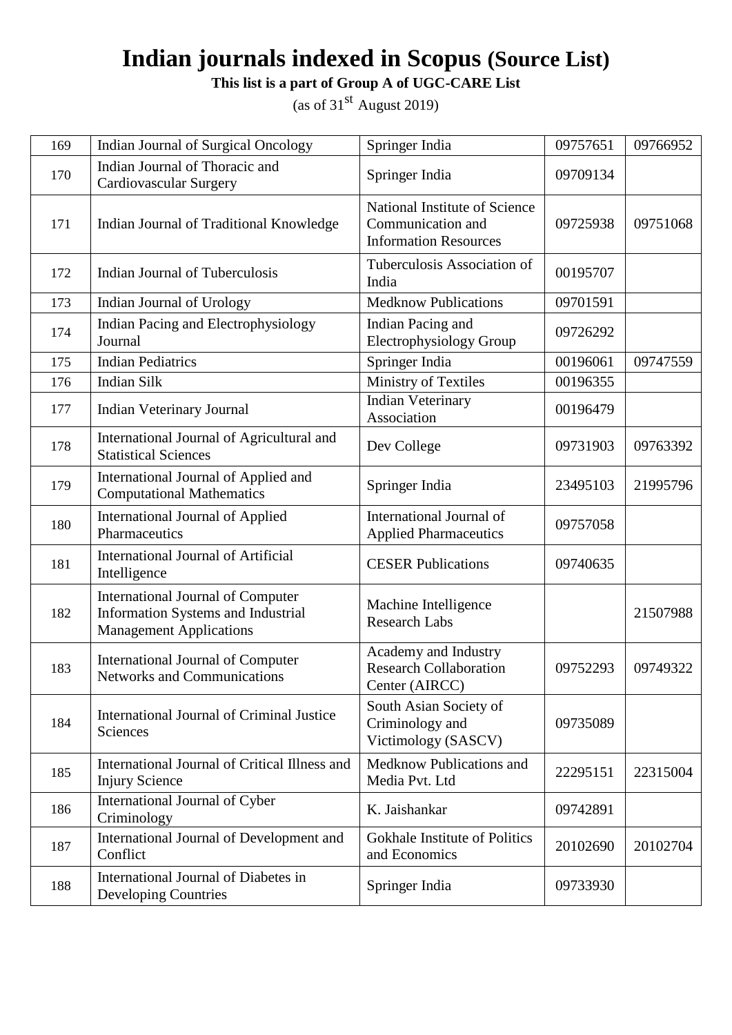# Indian journals indexed in Scopus (Source List)

**This list is a part of Group A of UGC-CARE List**

(as of 31st August 2019)

| | | | | |
|---|---|---|---|---|
| 169 | Indian Journal of Surgical Oncology | Springer India | 09757651 | 09766952 |
| 170 | Indian Journal of Thoracic and Cardiovascular Surgery | Springer India | 09709134 | |
| 171 | Indian Journal of Traditional Knowledge | National Institute of Science Communication and Information Resources | 09725938 | 09751068 |
| 172 | Indian Journal of Tuberculosis | Tuberculosis Association of India | 00195707 | |
| 173 | Indian Journal of Urology | Medknow Publications | 09701591 | |
| 174 | Indian Pacing and Electrophysiology Journal | Indian Pacing and Electrophysiology Group | 09726292 | |
| 175 | Indian Pediatrics | Springer India | 00196061 | 09747559 |
| 176 | Indian Silk | Ministry of Textiles | 00196355 | |
| 177 | Indian Veterinary Journal | Indian Veterinary Association | 00196479 | |
| 178 | International Journal of Agricultural and Statistical Sciences | Dev College | 09731903 | 09763392 |
| 179 | International Journal of Applied and Computational Mathematics | Springer India | 23495103 | 21995796 |
| 180 | International Journal of Applied Pharmaceutics | International Journal of Applied Pharmaceutics | 09757058 | |
| 181 | International Journal of Artificial Intelligence | CESER Publications | 09740635 | |
| 182 | International Journal of Computer Information Systems and Industrial Management Applications | Machine Intelligence Research Labs | | 21507988 |
| 183 | International Journal of Computer Networks and Communications | Academy and Industry Research Collaboration Center (AIRCC) | 09752293 | 09749322 |
| 184 | International Journal of Criminal Justice Sciences | South Asian Society of Criminology and Victimology (SASCV) | 09735089 | |
| 185 | International Journal of Critical Illness and Injury Science | Medknow Publications and Media Pvt. Ltd | 22295151 | 22315004 |
| 186 | International Journal of Cyber Criminology | K. Jaishankar | 09742891 | |
| 187 | International Journal of Development and Conflict | Gokhale Institute of Politics and Economics | 20102690 | 20102704 |
| 188 | International Journal of Diabetes in Developing Countries | Springer India | 09733930 | |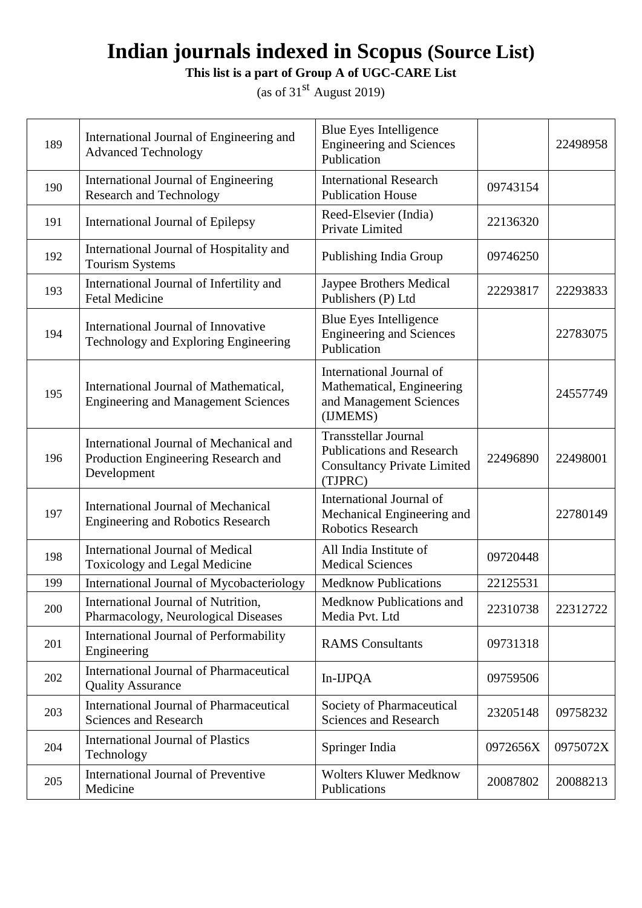# Indian journals indexed in Scopus (Source List)

**This list is a part of Group A of UGC-CARE List**

(as of 31st August 2019)

| | | | | |
|---|---|---|---|---|
| 189 | International Journal of Engineering and Advanced Technology | Blue Eyes Intelligence Engineering and Sciences Publication | | 22498958 |
| 190 | International Journal of Engineering Research and Technology | International Research Publication House | 09743154 | |
| 191 | International Journal of Epilepsy | Reed-Elsevier (India) Private Limited | 22136320 | |
| 192 | International Journal of Hospitality and Tourism Systems | Publishing India Group | 09746250 | |
| 193 | International Journal of Infertility and Fetal Medicine | Jaypee Brothers Medical Publishers (P) Ltd | 22293817 | 22293833 |
| 194 | International Journal of Innovative Technology and Exploring Engineering | Blue Eyes Intelligence Engineering and Sciences Publication | | 22783075 |
| 195 | International Journal of Mathematical, Engineering and Management Sciences | International Journal of Mathematical, Engineering and Management Sciences (IJMEMS) | | 24557749 |
| 196 | International Journal of Mechanical and Production Engineering Research and Development | Transstellar Journal Publications and Research Consultancy Private Limited (TJPRC) | 22496890 | 22498001 |
| 197 | International Journal of Mechanical Engineering and Robotics Research | International Journal of Mechanical Engineering and Robotics Research | | 22780149 |
| 198 | International Journal of Medical Toxicology and Legal Medicine | All India Institute of Medical Sciences | 09720448 | |
| 199 | International Journal of Mycobacteriology | Medknow Publications | 22125531 | |
| 200 | International Journal of Nutrition, Pharmacology, Neurological Diseases | Medknow Publications and Media Pvt. Ltd | 22310738 | 22312722 |
| 201 | International Journal of Performability Engineering | RAMS Consultants | 09731318 | |
| 202 | International Journal of Pharmaceutical Quality Assurance | In-IJPQA | 09759506 | |
| 203 | International Journal of Pharmaceutical Sciences and Research | Society of Pharmaceutical Sciences and Research | 23205148 | 09758232 |
| 204 | International Journal of Plastics Technology | Springer India | 0972656X | 0975072X |
| 205 | International Journal of Preventive Medicine | Wolters Kluwer Medknow Publications | 20087802 | 20088213 |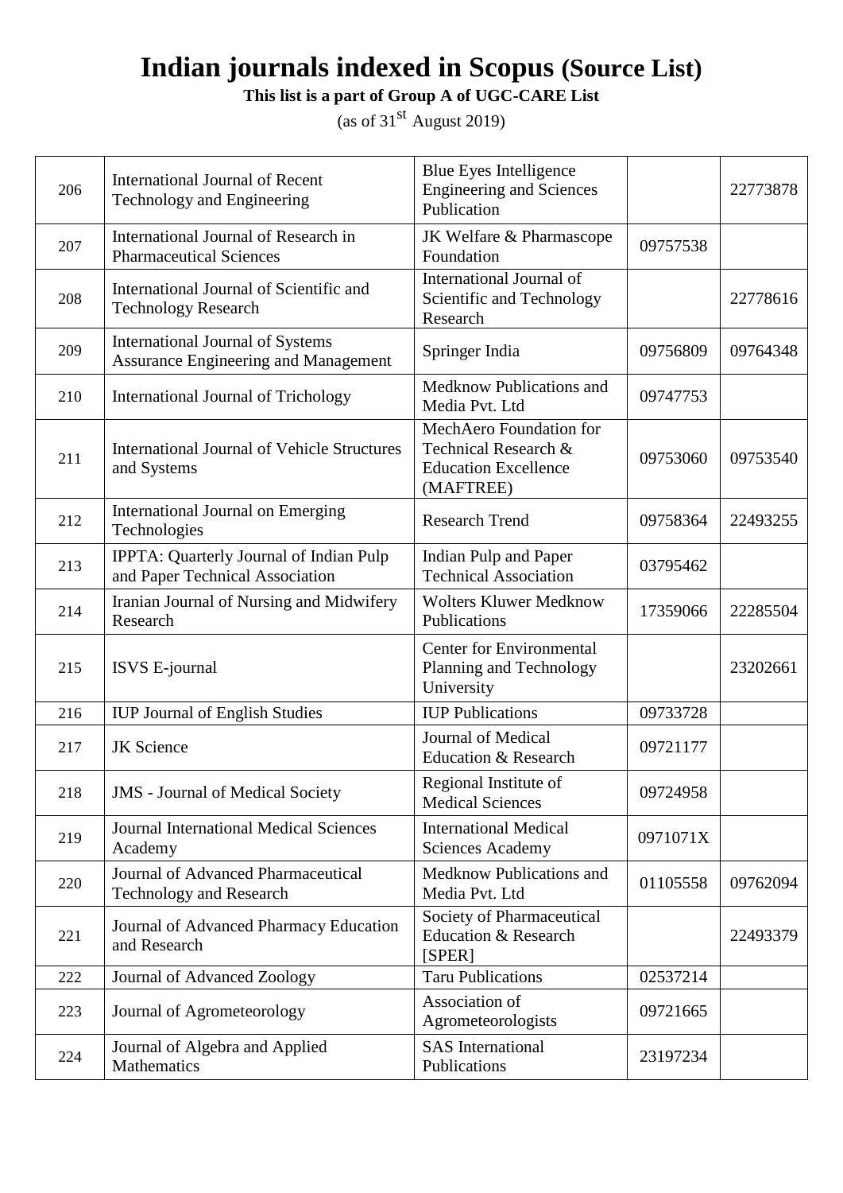# Indian journals indexed in Scopus (Source List)

**This list is a part of Group A of UGC-CARE List**

(as of 31st August 2019)

| | | | | |
|---|---|---|---|---|
| 206 | International Journal of Recent Technology and Engineering | Blue Eyes Intelligence Engineering and Sciences Publication | | 22773878 |
| 207 | International Journal of Research in Pharmaceutical Sciences | JK Welfare & Pharmascope Foundation | 09757538 | |
| 208 | International Journal of Scientific and Technology Research | International Journal of Scientific and Technology Research | | 22778616 |
| 209 | International Journal of Systems Assurance Engineering and Management | Springer India | 09756809 | 09764348 |
| 210 | International Journal of Trichology | Medknow Publications and Media Pvt. Ltd | 09747753 | |
| 211 | International Journal of Vehicle Structures and Systems | MechAero Foundation for Technical Research & Education Excellence (MAFTREE) | 09753060 | 09753540 |
| 212 | International Journal on Emerging Technologies | Research Trend | 09758364 | 22493255 |
| 213 | IPPTA: Quarterly Journal of Indian Pulp and Paper Technical Association | Indian Pulp and Paper Technical Association | 03795462 | |
| 214 | Iranian Journal of Nursing and Midwifery Research | Wolters Kluwer Medknow Publications | 17359066 | 22285504 |
| 215 | ISVS E-journal | Center for Environmental Planning and Technology University | | 23202661 |
| 216 | IUP Journal of English Studies | IUP Publications | 09733728 | |
| 217 | JK Science | Journal of Medical Education & Research | 09721177 | |
| 218 | JMS - Journal of Medical Society | Regional Institute of Medical Sciences | 09724958 | |
| 219 | Journal International Medical Sciences Academy | International Medical Sciences Academy | 0971071X | |
| 220 | Journal of Advanced Pharmaceutical Technology and Research | Medknow Publications and Media Pvt. Ltd | 01105558 | 09762094 |
| 221 | Journal of Advanced Pharmacy Education and Research | Society of Pharmaceutical Education & Research [SPER] | | 22493379 |
| 222 | Journal of Advanced Zoology | Taru Publications | 02537214 | |
| 223 | Journal of Agrometeorology | Association of Agrometeorologists | 09721665 | |
| 224 | Journal of Algebra and Applied Mathematics | SAS International Publications | 23197234 | |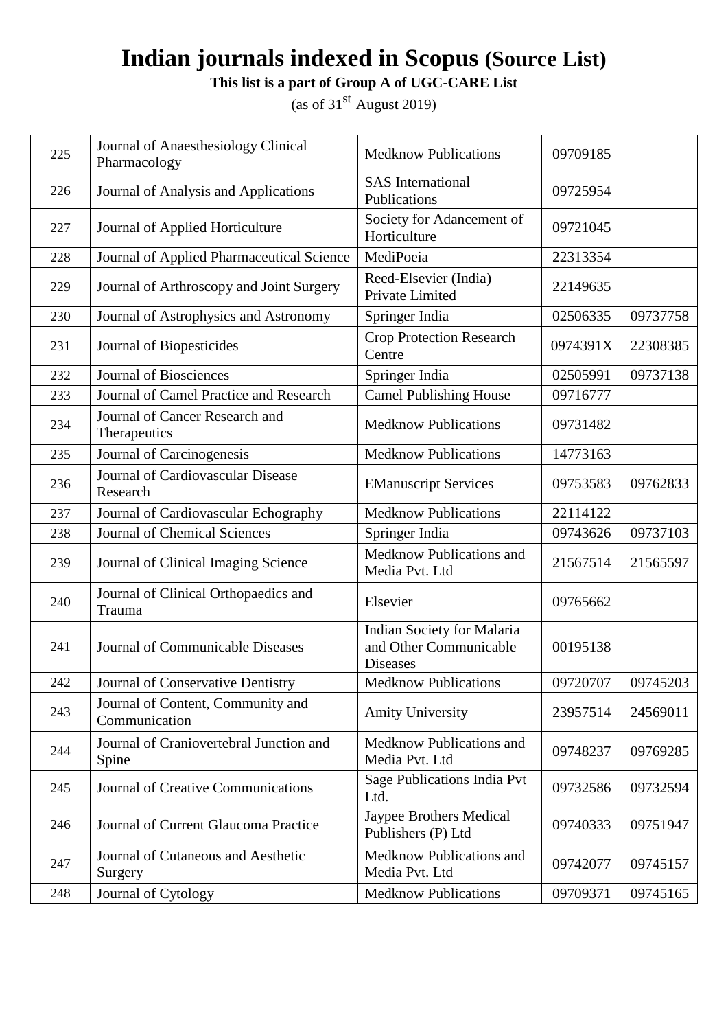# Indian journals indexed in Scopus (Source List)

**This list is a part of Group A of UGC-CARE List**

(as of 31st August 2019)

| | | | | |
|---|---|---|---|---|
| 225 | Journal of Anaesthesiology Clinical Pharmacology | Medknow Publications | 09709185 | |
| 226 | Journal of Analysis and Applications | SAS International Publications | 09725954 | |
| 227 | Journal of Applied Horticulture | Society for Adancement of Horticulture | 09721045 | |
| 228 | Journal of Applied Pharmaceutical Science | MediPoeia | 22313354 | |
| 229 | Journal of Arthroscopy and Joint Surgery | Reed-Elsevier (India) Private Limited | 22149635 | |
| 230 | Journal of Astrophysics and Astronomy | Springer India | 02506335 | 09737758 |
| 231 | Journal of Biopesticides | Crop Protection Research Centre | 0974391X | 22308385 |
| 232 | Journal of Biosciences | Springer India | 02505991 | 09737138 |
| 233 | Journal of Camel Practice and Research | Camel Publishing House | 09716777 | |
| 234 | Journal of Cancer Research and Therapeutics | Medknow Publications | 09731482 | |
| 235 | Journal of Carcinogenesis | Medknow Publications | 14773163 | |
| 236 | Journal of Cardiovascular Disease Research | EManuscript Services | 09753583 | 09762833 |
| 237 | Journal of Cardiovascular Echography | Medknow Publications | 22114122 | |
| 238 | Journal of Chemical Sciences | Springer India | 09743626 | 09737103 |
| 239 | Journal of Clinical Imaging Science | Medknow Publications and Media Pvt. Ltd | 21567514 | 21565597 |
| 240 | Journal of Clinical Orthopaedics and Trauma | Elsevier | 09765662 | |
| 241 | Journal of Communicable Diseases | Indian Society for Malaria and Other Communicable Diseases | 00195138 | |
| 242 | Journal of Conservative Dentistry | Medknow Publications | 09720707 | 09745203 |
| 243 | Journal of Content, Community and Communication | Amity University | 23957514 | 24569011 |
| 244 | Journal of Craniovertebral Junction and Spine | Medknow Publications and Media Pvt. Ltd | 09748237 | 09769285 |
| 245 | Journal of Creative Communications | Sage Publications India Pvt Ltd. | 09732586 | 09732594 |
| 246 | Journal of Current Glaucoma Practice | Jaypee Brothers Medical Publishers (P) Ltd | 09740333 | 09751947 |
| 247 | Journal of Cutaneous and Aesthetic Surgery | Medknow Publications and Media Pvt. Ltd | 09742077 | 09745157 |
| 248 | Journal of Cytology | Medknow Publications | 09709371 | 09745165 |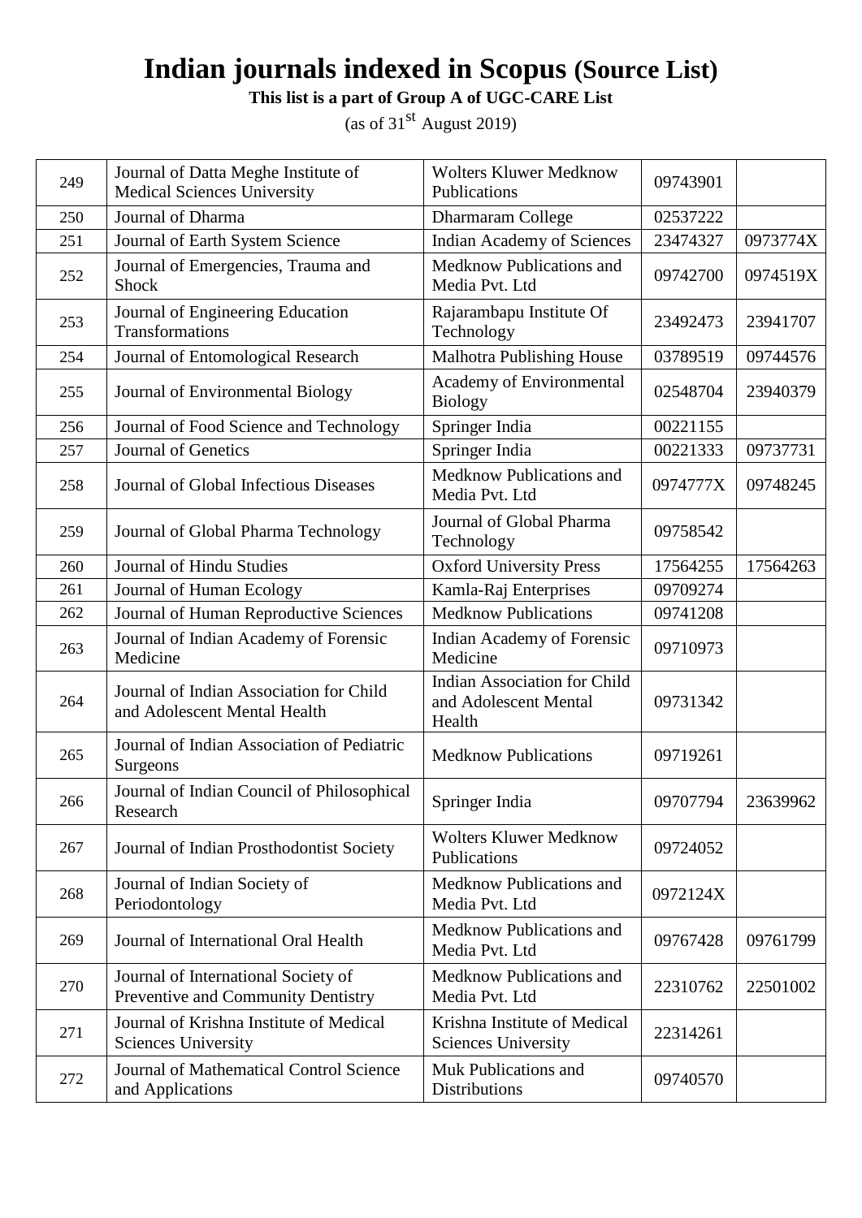# Indian journals indexed in Scopus (Source List)

**This list is a part of Group A of UGC-CARE List**

(as of 31st August 2019)

| | | | | |
|---|---|---|---|---|
| 249 | Journal of Datta Meghe Institute of Medical Sciences University | Wolters Kluwer Medknow Publications | 09743901 | |
| 250 | Journal of Dharma | Dharmaram College | 02537222 | |
| 251 | Journal of Earth System Science | Indian Academy of Sciences | 23474327 | 0973774X |
| 252 | Journal of Emergencies, Trauma and Shock | Medknow Publications and Media Pvt. Ltd | 09742700 | 0974519X |
| 253 | Journal of Engineering Education Transformations | Rajarambapu Institute Of Technology | 23492473 | 23941707 |
| 254 | Journal of Entomological Research | Malhotra Publishing House | 03789519 | 09744576 |
| 255 | Journal of Environmental Biology | Academy of Environmental Biology | 02548704 | 23940379 |
| 256 | Journal of Food Science and Technology | Springer India | 00221155 | |
| 257 | Journal of Genetics | Springer India | 00221333 | 09737731 |
| 258 | Journal of Global Infectious Diseases | Medknow Publications and Media Pvt. Ltd | 0974777X | 09748245 |
| 259 | Journal of Global Pharma Technology | Journal of Global Pharma Technology | 09758542 | |
| 260 | Journal of Hindu Studies | Oxford University Press | 17564255 | 17564263 |
| 261 | Journal of Human Ecology | Kamla-Raj Enterprises | 09709274 | |
| 262 | Journal of Human Reproductive Sciences | Medknow Publications | 09741208 | |
| 263 | Journal of Indian Academy of Forensic Medicine | Indian Academy of Forensic Medicine | 09710973 | |
| 264 | Journal of Indian Association for Child and Adolescent Mental Health | Indian Association for Child and Adolescent Mental Health | 09731342 | |
| 265 | Journal of Indian Association of Pediatric Surgeons | Medknow Publications | 09719261 | |
| 266 | Journal of Indian Council of Philosophical Research | Springer India | 09707794 | 23639962 |
| 267 | Journal of Indian Prosthodontist Society | Wolters Kluwer Medknow Publications | 09724052 | |
| 268 | Journal of Indian Society of Periodontology | Medknow Publications and Media Pvt. Ltd | 0972124X | |
| 269 | Journal of International Oral Health | Medknow Publications and Media Pvt. Ltd | 09767428 | 09761799 |
| 270 | Journal of International Society of Preventive and Community Dentistry | Medknow Publications and Media Pvt. Ltd | 22310762 | 22501002 |
| 271 | Journal of Krishna Institute of Medical Sciences University | Krishna Institute of Medical Sciences University | 22314261 | |
| 272 | Journal of Mathematical Control Science and Applications | Muk Publications and Distributions | 09740570 | |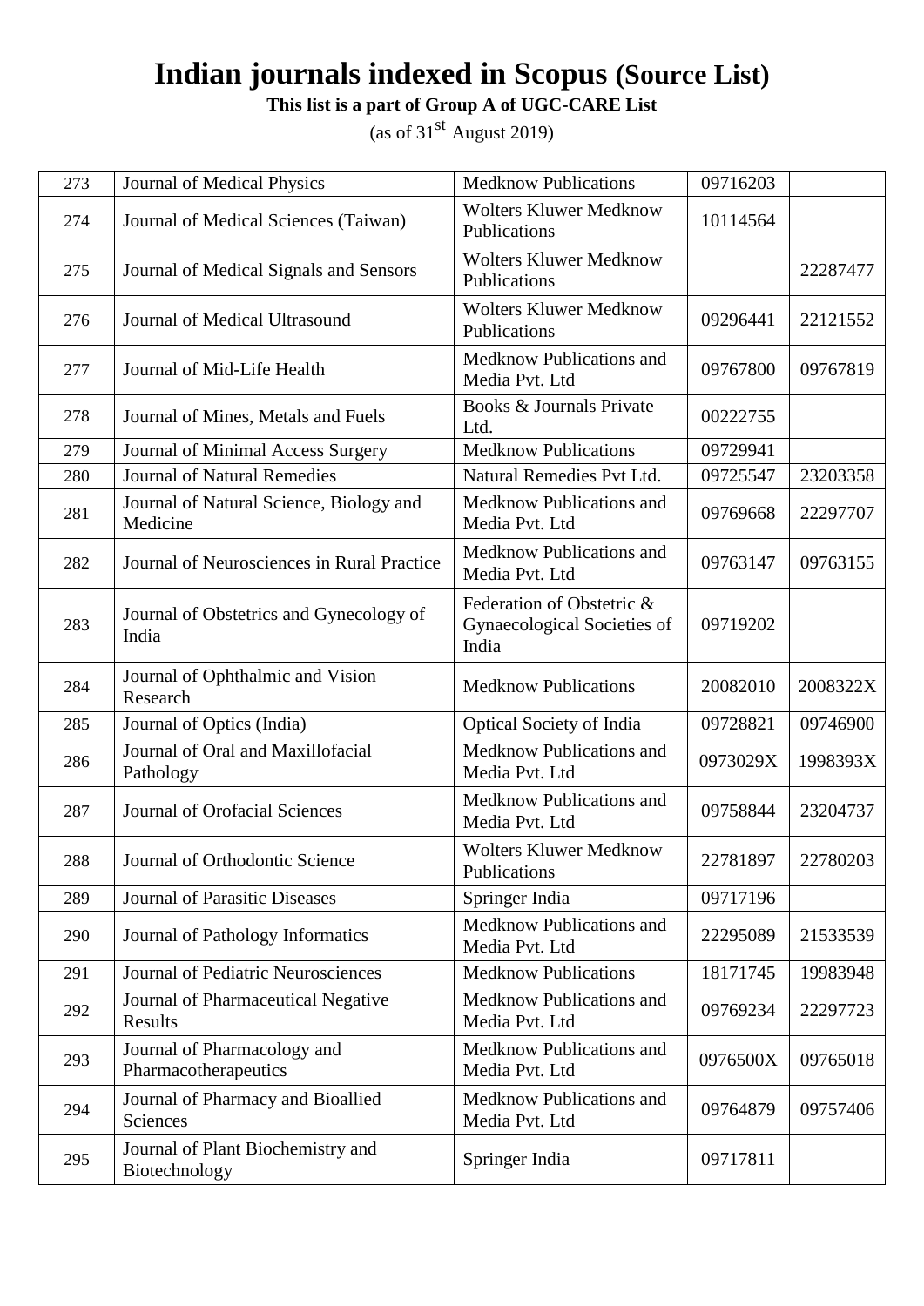# Indian journals indexed in Scopus (Source List)

**This list is a part of Group A of UGC-CARE List**

(as of 31st August 2019)

| | | | | |
|---|---|---|---|---|
| 273 | Journal of Medical Physics | Medknow Publications | 09716203 | |
| 274 | Journal of Medical Sciences (Taiwan) | Wolters Kluwer Medknow Publications | 10114564 | |
| 275 | Journal of Medical Signals and Sensors | Wolters Kluwer Medknow Publications | | 22287477 |
| 276 | Journal of Medical Ultrasound | Wolters Kluwer Medknow Publications | 09296441 | 22121552 |
| 277 | Journal of Mid-Life Health | Medknow Publications and Media Pvt. Ltd | 09767800 | 09767819 |
| 278 | Journal of Mines, Metals and Fuels | Books & Journals Private Ltd. | 00222755 | |
| 279 | Journal of Minimal Access Surgery | Medknow Publications | 09729941 | |
| 280 | Journal of Natural Remedies | Natural Remedies Pvt Ltd. | 09725547 | 23203358 |
| 281 | Journal of Natural Science, Biology and Medicine | Medknow Publications and Media Pvt. Ltd | 09769668 | 22297707 |
| 282 | Journal of Neurosciences in Rural Practice | Medknow Publications and Media Pvt. Ltd | 09763147 | 09763155 |
| 283 | Journal of Obstetrics and Gynecology of India | Federation of Obstetric & Gynaecological Societies of India | 09719202 | |
| 284 | Journal of Ophthalmic and Vision Research | Medknow Publications | 20082010 | 2008322X |
| 285 | Journal of Optics (India) | Optical Society of India | 09728821 | 09746900 |
| 286 | Journal of Oral and Maxillofacial Pathology | Medknow Publications and Media Pvt. Ltd | 0973029X | 1998393X |
| 287 | Journal of Orofacial Sciences | Medknow Publications and Media Pvt. Ltd | 09758844 | 23204737 |
| 288 | Journal of Orthodontic Science | Wolters Kluwer Medknow Publications | 22781897 | 22780203 |
| 289 | Journal of Parasitic Diseases | Springer India | 09717196 | |
| 290 | Journal of Pathology Informatics | Medknow Publications and Media Pvt. Ltd | 22295089 | 21533539 |
| 291 | Journal of Pediatric Neurosciences | Medknow Publications | 18171745 | 19983948 |
| 292 | Journal of Pharmaceutical Negative Results | Medknow Publications and Media Pvt. Ltd | 09769234 | 22297723 |
| 293 | Journal of Pharmacology and Pharmacotherapeutics | Medknow Publications and Media Pvt. Ltd | 0976500X | 09765018 |
| 294 | Journal of Pharmacy and Bioallied Sciences | Medknow Publications and Media Pvt. Ltd | 09764879 | 09757406 |
| 295 | Journal of Plant Biochemistry and Biotechnology | Springer India | 09717811 | |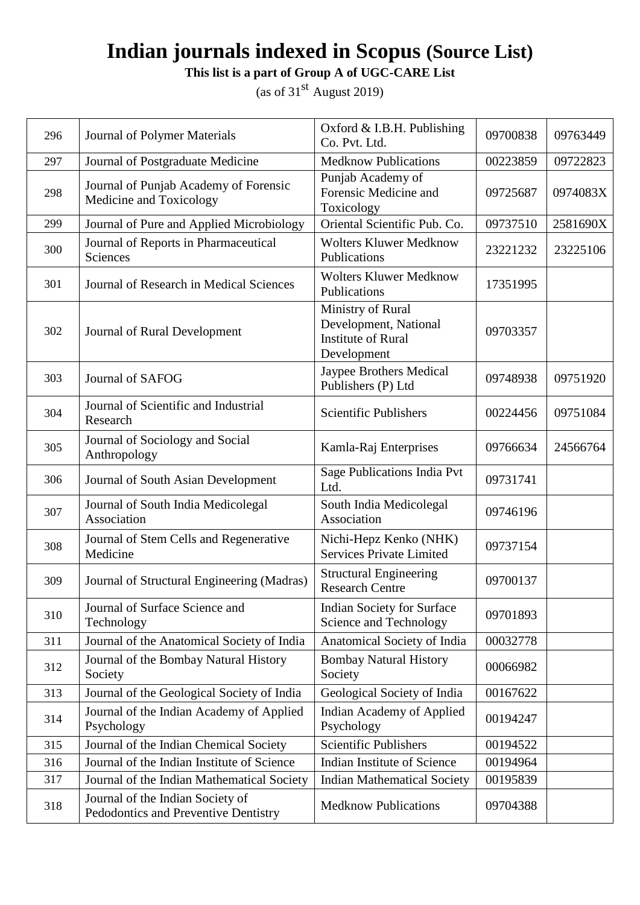# Indian journals indexed in Scopus (Source List)

**This list is a part of Group A of UGC-CARE List**

(as of 31st August 2019)

| | | | | |
|---|---|---|---|---|
| 296 | Journal of Polymer Materials | Oxford & I.B.H. Publishing Co. Pvt. Ltd. | 09700838 | 09763449 |
| 297 | Journal of Postgraduate Medicine | Medknow Publications | 00223859 | 09722823 |
| 298 | Journal of Punjab Academy of Forensic Medicine and Toxicology | Punjab Academy of Forensic Medicine and Toxicology | 09725687 | 0974083X |
| 299 | Journal of Pure and Applied Microbiology | Oriental Scientific Pub. Co. | 09737510 | 2581690X |
| 300 | Journal of Reports in Pharmaceutical Sciences | Wolters Kluwer Medknow Publications | 23221232 | 23225106 |
| 301 | Journal of Research in Medical Sciences | Wolters Kluwer Medknow Publications | 17351995 | |
| 302 | Journal of Rural Development | Ministry of Rural Development, National Institute of Rural Development | 09703357 | |
| 303 | Journal of SAFOG | Jaypee Brothers Medical Publishers (P) Ltd | 09748938 | 09751920 |
| 304 | Journal of Scientific and Industrial Research | Scientific Publishers | 00224456 | 09751084 |
| 305 | Journal of Sociology and Social Anthropology | Kamla-Raj Enterprises | 09766634 | 24566764 |
| 306 | Journal of South Asian Development | Sage Publications India Pvt Ltd. | 09731741 | |
| 307 | Journal of South India Medicolegal Association | South India Medicolegal Association | 09746196 | |
| 308 | Journal of Stem Cells and Regenerative Medicine | Nichi-Hepz Kenko (NHK) Services Private Limited | 09737154 | |
| 309 | Journal of Structural Engineering (Madras) | Structural Engineering Research Centre | 09700137 | |
| 310 | Journal of Surface Science and Technology | Indian Society for Surface Science and Technology | 09701893 | |
| 311 | Journal of the Anatomical Society of India | Anatomical Society of India | 00032778 | |
| 312 | Journal of the Bombay Natural History Society | Bombay Natural History Society | 00066982 | |
| 313 | Journal of the Geological Society of India | Geological Society of India | 00167622 | |
| 314 | Journal of the Indian Academy of Applied Psychology | Indian Academy of Applied Psychology | 00194247 | |
| 315 | Journal of the Indian Chemical Society | Scientific Publishers | 00194522 | |
| 316 | Journal of the Indian Institute of Science | Indian Institute of Science | 00194964 | |
| 317 | Journal of the Indian Mathematical Society | Indian Mathematical Society | 00195839 | |
| 318 | Journal of the Indian Society of Pedodontics and Preventive Dentistry | Medknow Publications | 09704388 | |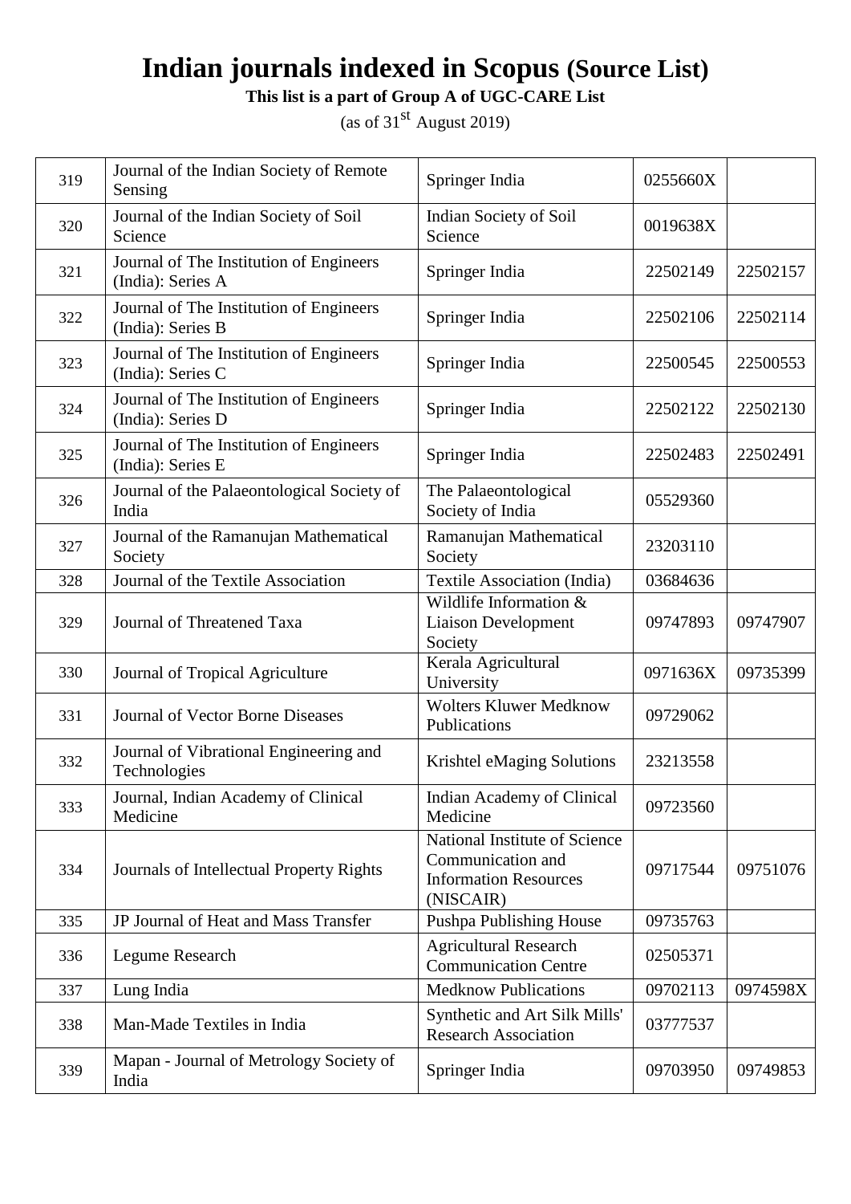# Indian journals indexed in Scopus (Source List)

**This list is a part of Group A of UGC-CARE List**

(as of 31st August 2019)

| | | | | |
|---|---|---|---|---|
| 319 | Journal of the Indian Society of Remote Sensing | Springer India | 0255660X | |
| 320 | Journal of the Indian Society of Soil Science | Indian Society of Soil Science | 0019638X | |
| 321 | Journal of The Institution of Engineers (India): Series A | Springer India | 22502149 | 22502157 |
| 322 | Journal of The Institution of Engineers (India): Series B | Springer India | 22502106 | 22502114 |
| 323 | Journal of The Institution of Engineers (India): Series C | Springer India | 22500545 | 22500553 |
| 324 | Journal of The Institution of Engineers (India): Series D | Springer India | 22502122 | 22502130 |
| 325 | Journal of The Institution of Engineers (India): Series E | Springer India | 22502483 | 22502491 |
| 326 | Journal of the Palaeontological Society of India | The Palaeontological Society of India | 05529360 | |
| 327 | Journal of the Ramanujan Mathematical Society | Ramanujan Mathematical Society | 23203110 | |
| 328 | Journal of the Textile Association | Textile Association (India) | 03684636 | |
| 329 | Journal of Threatened Taxa | Wildlife Information & Liaison Development Society | 09747893 | 09747907 |
| 330 | Journal of Tropical Agriculture | Kerala Agricultural University | 0971636X | 09735399 |
| 331 | Journal of Vector Borne Diseases | Wolters Kluwer Medknow Publications | 09729062 | |
| 332 | Journal of Vibrational Engineering and Technologies | Krishtel eMaging Solutions | 23213558 | |
| 333 | Journal, Indian Academy of Clinical Medicine | Indian Academy of Clinical Medicine | 09723560 | |
| 334 | Journals of Intellectual Property Rights | National Institute of Science Communication and Information Resources (NISCAIR) | 09717544 | 09751076 |
| 335 | JP Journal of Heat and Mass Transfer | Pushpa Publishing House | 09735763 | |
| 336 | Legume Research | Agricultural Research Communication Centre | 02505371 | |
| 337 | Lung India | Medknow Publications | 09702113 | 0974598X |
| 338 | Man-Made Textiles in India | Synthetic and Art Silk Mills' Research Association | 03777537 | |
| 339 | Mapan - Journal of Metrology Society of India | Springer India | 09703950 | 09749853 |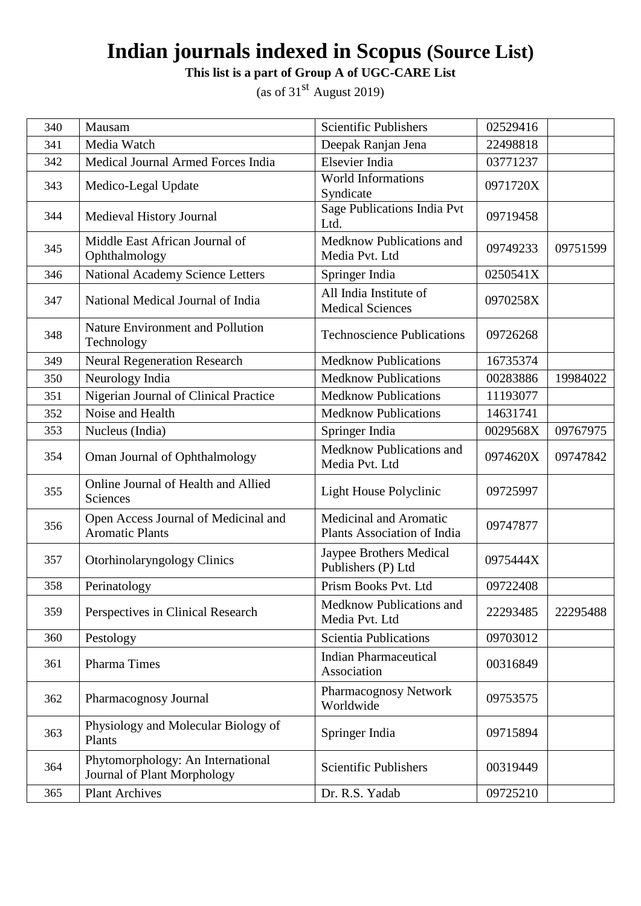# Indian journals indexed in Scopus (Source List)

**This list is a part of Group A of UGC-CARE List**

(as of 31st August 2019)

| | | | | |
|---|---|---|---|---|
| 340 | Mausam | Scientific Publishers | 02529416 | |
| 341 | Media Watch | Deepak Ranjan Jena | 22498818 | |
| 342 | Medical Journal Armed Forces India | Elsevier India | 03771237 | |
| 343 | Medico-Legal Update | World Informations Syndicate | 0971720X | |
| 344 | Medieval History Journal | Sage Publications India Pvt Ltd. | 09719458 | |
| 345 | Middle East African Journal of Ophthalmology | Medknow Publications and Media Pvt. Ltd | 09749233 | 09751599 |
| 346 | National Academy Science Letters | Springer India | 0250541X | |
| 347 | National Medical Journal of India | All India Institute of Medical Sciences | 0970258X | |
| 348 | Nature Environment and Pollution Technology | Technoscience Publications | 09726268 | |
| 349 | Neural Regeneration Research | Medknow Publications | 16735374 | |
| 350 | Neurology India | Medknow Publications | 00283886 | 19984022 |
| 351 | Nigerian Journal of Clinical Practice | Medknow Publications | 11193077 | |
| 352 | Noise and Health | Medknow Publications | 14631741 | |
| 353 | Nucleus (India) | Springer India | 0029568X | 09767975 |
| 354 | Oman Journal of Ophthalmology | Medknow Publications and Media Pvt. Ltd | 0974620X | 09747842 |
| 355 | Online Journal of Health and Allied Sciences | Light House Polyclinic | 09725997 | |
| 356 | Open Access Journal of Medicinal and Aromatic Plants | Medicinal and Aromatic Plants Association of India | 09747877 | |
| 357 | Otorhinolaryngology Clinics | Jaypee Brothers Medical Publishers (P) Ltd | 0975444X | |
| 358 | Perinatology | Prism Books Pvt. Ltd | 09722408 | |
| 359 | Perspectives in Clinical Research | Medknow Publications and Media Pvt. Ltd | 22293485 | 22295488 |
| 360 | Pestology | Scientia Publications | 09703012 | |
| 361 | Pharma Times | Indian Pharmaceutical Association | 00316849 | |
| 362 | Pharmacognosy Journal | Pharmacognosy Network Worldwide | 09753575 | |
| 363 | Physiology and Molecular Biology of Plants | Springer India | 09715894 | |
| 364 | Phytomorphology: An International Journal of Plant Morphology | Scientific Publishers | 00319449 | |
| 365 | Plant Archives | Dr. R.S. Yadab | 09725210 | |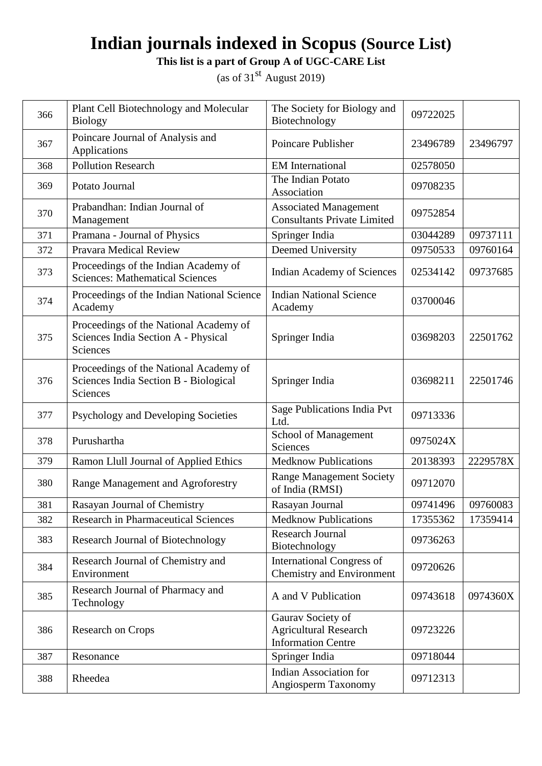# Indian journals indexed in Scopus (Source List)

**This list is a part of Group A of UGC-CARE List**

(as of 31st August 2019)

| | | | | |
|---|---|---|---|---|
| 366 | Plant Cell Biotechnology and Molecular Biology | The Society for Biology and Biotechnology | 09722025 | |
| 367 | Poincare Journal of Analysis and Applications | Poincare Publisher | 23496789 | 23496797 |
| 368 | Pollution Research | EM International | 02578050 | |
| 369 | Potato Journal | The Indian Potato Association | 09708235 | |
| 370 | Prabandhan: Indian Journal of Management | Associated Management Consultants Private Limited | 09752854 | |
| 371 | Pramana - Journal of Physics | Springer India | 03044289 | 09737111 |
| 372 | Pravara Medical Review | Deemed University | 09750533 | 09760164 |
| 373 | Proceedings of the Indian Academy of Sciences: Mathematical Sciences | Indian Academy of Sciences | 02534142 | 09737685 |
| 374 | Proceedings of the Indian National Science Academy | Indian National Science Academy | 03700046 | |
| 375 | Proceedings of the National Academy of Sciences India Section A - Physical Sciences | Springer India | 03698203 | 22501762 |
| 376 | Proceedings of the National Academy of Sciences India Section B - Biological Sciences | Springer India | 03698211 | 22501746 |
| 377 | Psychology and Developing Societies | Sage Publications India Pvt Ltd. | 09713336 | |
| 378 | Purushartha | School of Management Sciences | 0975024X | |
| 379 | Ramon Llull Journal of Applied Ethics | Medknow Publications | 20138393 | 2229578X |
| 380 | Range Management and Agroforestry | Range Management Society of India (RMSI) | 09712070 | |
| 381 | Rasayan Journal of Chemistry | Rasayan Journal | 09741496 | 09760083 |
| 382 | Research in Pharmaceutical Sciences | Medknow Publications | 17355362 | 17359414 |
| 383 | Research Journal of Biotechnology | Research Journal Biotechnology | 09736263 | |
| 384 | Research Journal of Chemistry and Environment | International Congress of Chemistry and Environment | 09720626 | |
| 385 | Research Journal of Pharmacy and Technology | A and V Publication | 09743618 | 0974360X |
| 386 | Research on Crops | Gaurav Society of Agricultural Research Information Centre | 09723226 | |
| 387 | Resonance | Springer India | 09718044 | |
| 388 | Rheedea | Indian Association for Angiosperm Taxonomy | 09712313 | |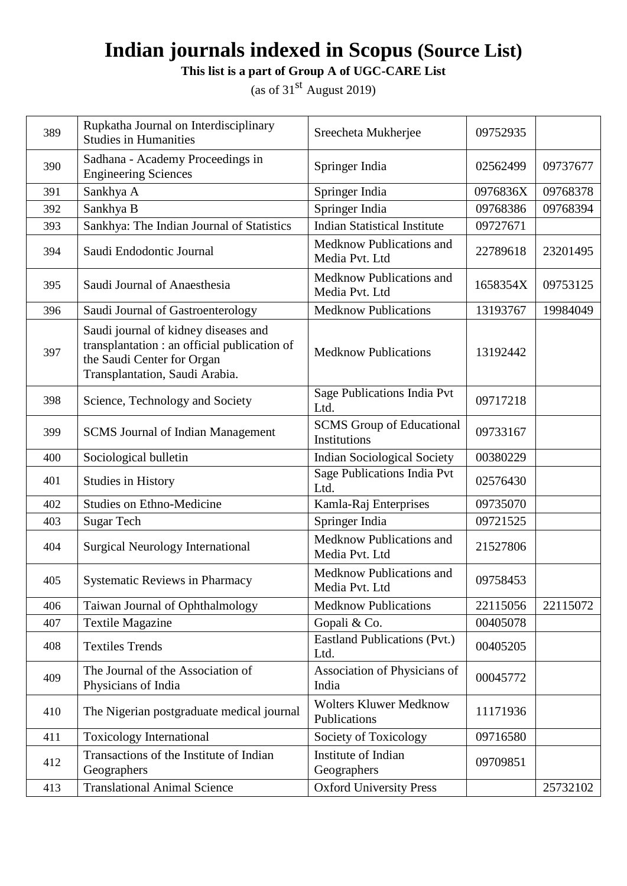# Indian journals indexed in Scopus (Source List)

**This list is a part of Group A of UGC-CARE List**

(as of 31st August 2019)

| | | | | |
|---|---|---|---|---|
| 389 | Rupkatha Journal on Interdisciplinary Studies in Humanities | Sreecheta Mukherjee | 09752935 | |
| 390 | Sadhana - Academy Proceedings in Engineering Sciences | Springer India | 02562499 | 09737677 |
| 391 | Sankhya A | Springer India | 0976836X | 09768378 |
| 392 | Sankhya B | Springer India | 09768386 | 09768394 |
| 393 | Sankhya: The Indian Journal of Statistics | Indian Statistical Institute | 09727671 | |
| 394 | Saudi Endodontic Journal | Medknow Publications and Media Pvt. Ltd | 22789618 | 23201495 |
| 395 | Saudi Journal of Anaesthesia | Medknow Publications and Media Pvt. Ltd | 1658354X | 09753125 |
| 396 | Saudi Journal of Gastroenterology | Medknow Publications | 13193767 | 19984049 |
| 397 | Saudi journal of kidney diseases and transplantation : an official publication of the Saudi Center for Organ Transplantation, Saudi Arabia. | Medknow Publications | 13192442 | |
| 398 | Science, Technology and Society | Sage Publications India Pvt Ltd. | 09717218 | |
| 399 | SCMS Journal of Indian Management | SCMS Group of Educational Institutions | 09733167 | |
| 400 | Sociological bulletin | Indian Sociological Society | 00380229 | |
| 401 | Studies in History | Sage Publications India Pvt Ltd. | 02576430 | |
| 402 | Studies on Ethno-Medicine | Kamla-Raj Enterprises | 09735070 | |
| 403 | Sugar Tech | Springer India | 09721525 | |
| 404 | Surgical Neurology International | Medknow Publications and Media Pvt. Ltd | 21527806 | |
| 405 | Systematic Reviews in Pharmacy | Medknow Publications and Media Pvt. Ltd | 09758453 | |
| 406 | Taiwan Journal of Ophthalmology | Medknow Publications | 22115056 | 22115072 |
| 407 | Textile Magazine | Gopali & Co. | 00405078 | |
| 408 | Textiles Trends | Eastland Publications (Pvt.) Ltd. | 00405205 | |
| 409 | The Journal of the Association of Physicians of India | Association of Physicians of India | 00045772 | |
| 410 | The Nigerian postgraduate medical journal | Wolters Kluwer Medknow Publications | 11171936 | |
| 411 | Toxicology International | Society of Toxicology | 09716580 | |
| 412 | Transactions of the Institute of Indian Geographers | Institute of Indian Geographers | 09709851 | |
| 413 | Translational Animal Science | Oxford University Press | | 25732102 |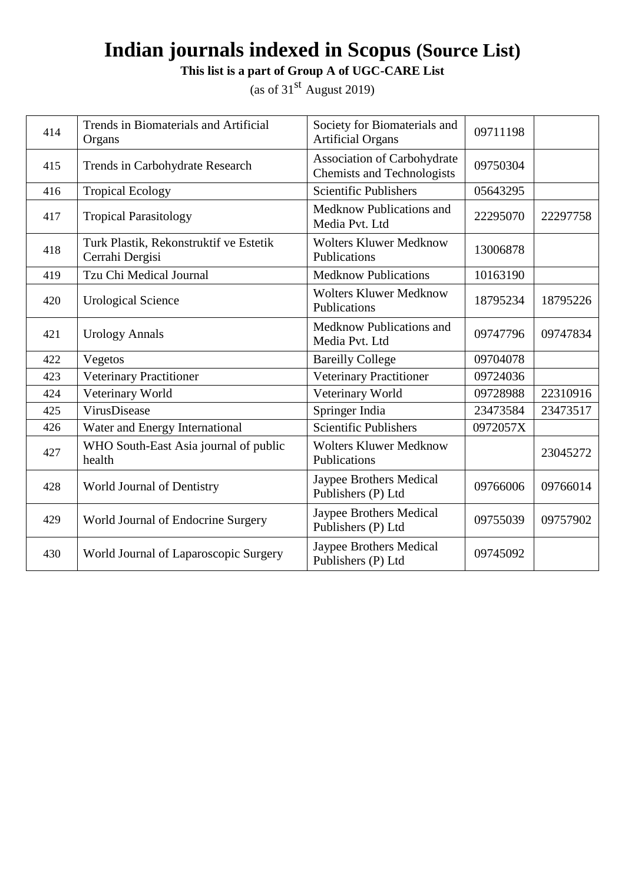# Indian journals indexed in Scopus (Source List)

**This list is a part of Group A of UGC-CARE List**

(as of 31st August 2019)

| | | | | |
|---|---|---|---|---|
| 414 | Trends in Biomaterials and Artificial Organs | Society for Biomaterials and Artificial Organs | 09711198 | |
| 415 | Trends in Carbohydrate Research | Association of Carbohydrate Chemists and Technologists | 09750304 | |
| 416 | Tropical Ecology | Scientific Publishers | 05643295 | |
| 417 | Tropical Parasitology | Medknow Publications and Media Pvt. Ltd | 22295070 | 22297758 |
| 418 | Turk Plastik, Rekonstruktif ve Estetik Cerrahi Dergisi | Wolters Kluwer Medknow Publications | 13006878 | |
| 419 | Tzu Chi Medical Journal | Medknow Publications | 10163190 | |
| 420 | Urological Science | Wolters Kluwer Medknow Publications | 18795234 | 18795226 |
| 421 | Urology Annals | Medknow Publications and Media Pvt. Ltd | 09747796 | 09747834 |
| 422 | Vegetos | Bareilly College | 09704078 | |
| 423 | Veterinary Practitioner | Veterinary Practitioner | 09724036 | |
| 424 | Veterinary World | Veterinary World | 09728988 | 22310916 |
| 425 | VirusDisease | Springer India | 23473584 | 23473517 |
| 426 | Water and Energy International | Scientific Publishers | 0972057X | |
| 427 | WHO South-East Asia journal of public health | Wolters Kluwer Medknow Publications | | 23045272 |
| 428 | World Journal of Dentistry | Jaypee Brothers Medical Publishers (P) Ltd | 09766006 | 09766014 |
| 429 | World Journal of Endocrine Surgery | Jaypee Brothers Medical Publishers (P) Ltd | 09755039 | 09757902 |
| 430 | World Journal of Laparoscopic Surgery | Jaypee Brothers Medical Publishers (P) Ltd | 09745092 | |